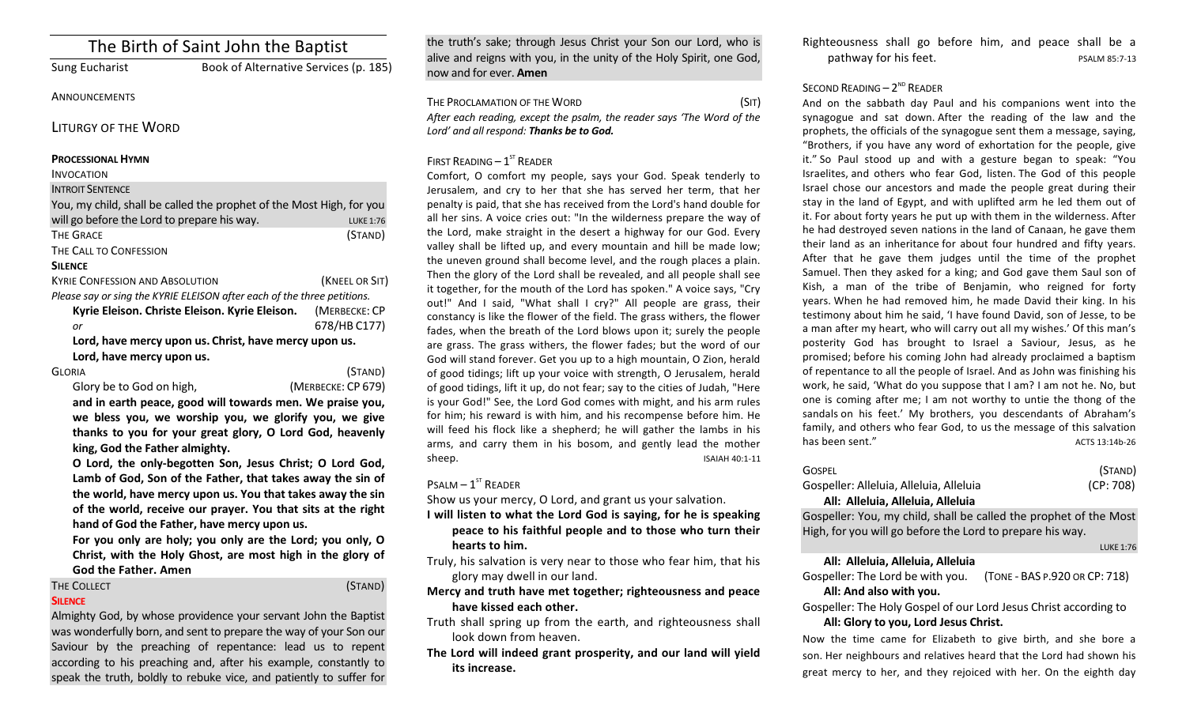# The Birth of Saint John the Baptist

Sung Eucharist — Book of Alternative Services (p. 185)

ANNOUNCEMENTS

## LITURGY OF THE WORD

**PROCESSIONAL HYMN**

INVOCATION

INTROIT SENTENCE

You, my child, shall be called the prophet of the Most High, for you will go before the Lord to prepare his way. LUKE 1:76

THE GRACE (STAND)

THE CALL TO CONFESSION

**SILENCE**

KYRIE CONFESSION AND ABSOLUTION (KNEEL OR SIT)

*Please say or sing the KYRIE ELEISON after each of the three petitions.*

**Kyrie Eleison. Christe Eleison. Kyrie Eleison.** (MERBECKE: CP 678/HB C177)

*or*

**Lord, have mercy upon us. Christ, have mercy upon us. Lord, have mercy upon us.**

GLORIA (STAND)

Glory be to God on high, (MERBECKE: CP 679)

**and in earth peace, good will towards men. We praise you, we bless you, we worship you, we glorify you, we give thanks to you for your great glory, O Lord God, heavenly king, God the Father almighty.**

**O Lord, the only-begotten Son, Jesus Christ; O Lord God, Lamb of God, Son of the Father, that takes away the sin of the world, have mercy upon us. You that takes away the sin of the world, receive our prayer. You that sits at the right hand of God the Father, have mercy upon us.**

**For you only are holy; you only are the Lord; you only, O Christ, with the Holy Ghost, are most high in the glory of God the Father. Amen**

THE COLLECT (STAND)

**SILENCE**

Almighty God, by whose providence your servant John the Baptist was wonderfully born, and sent to prepare the way of your Son our Saviour by the preaching of repentance: lead us to repent according to his preaching and, after his example, constantly to speak the truth, boldly to rebuke vice, and patiently to suffer for the truth's sake; through Jesus Christ your Son our Lord, who is alive and reigns with you, in the unity of the Holy Spirit, one God, now and for ever. **Amen**

THE PROCLAMATION OF THE WORD (SIT)

*After each reading, except the psalm, the reader says 'The Word of the Lord' and all respond:* ***Thanks be to God.***

FIRST READING – 1ST READER

Comfort, O comfort my people, says your God. Speak tenderly to Jerusalem, and cry to her that she has served her term, that her penalty is paid, that she has received from the Lord's hand double for all her sins. A voice cries out: "In the wilderness prepare the way of the Lord, make straight in the desert a highway for our God. Every valley shall be lifted up, and every mountain and hill be made low; the uneven ground shall become level, and the rough places a plain. Then the glory of the Lord shall be revealed, and all people shall see it together, for the mouth of the Lord has spoken." A voice says, "Cry out!" And I said, "What shall I cry?" All people are grass, their constancy is like the flower of the field. The grass withers, the flower fades, when the breath of the Lord blows upon it; surely the people are grass. The grass withers, the flower fades; but the word of our God will stand forever. Get you up to a high mountain, O Zion, herald of good tidings; lift up your voice with strength, O Jerusalem, herald of good tidings, lift it up, do not fear; say to the cities of Judah, "Here is your God!" See, the Lord God comes with might, and his arm rules for him; his reward is with him, and his recompense before him. He will feed his flock like a shepherd; he will gather the lambs in his arms, and carry them in his bosom, and gently lead the mother sheep. ISAIAH 40:1-11

PSALM – 1ST READER

Show us your mercy, O Lord, and grant us your salvation.

**I will listen to what the Lord God is saying, for he is speaking peace to his faithful people and to those who turn their hearts to him.**

Truly, his salvation is very near to those who fear him, that his glory may dwell in our land.

**Mercy and truth have met together; righteousness and peace have kissed each other.**

Truth shall spring up from the earth, and righteousness shall look down from heaven.

**The Lord will indeed grant prosperity, and our land will yield its increase.**

Righteousness shall go before him, and peace shall be a pathway for his feet. PSALM 85:7-13

SECOND READING – 2ND READER

And on the sabbath day Paul and his companions went into the synagogue and sat down. After the reading of the law and the prophets, the officials of the synagogue sent them a message, saying, "Brothers, if you have any word of exhortation for the people, give it." So Paul stood up and with a gesture began to speak: "You Israelites, and others who fear God, listen. The God of this people Israel chose our ancestors and made the people great during their stay in the land of Egypt, and with uplifted arm he led them out of it. For about forty years he put up with them in the wilderness. After he had destroyed seven nations in the land of Canaan, he gave them their land as an inheritance for about four hundred and fifty years. After that he gave them judges until the time of the prophet Samuel. Then they asked for a king; and God gave them Saul son of Kish, a man of the tribe of Benjamin, who reigned for forty years. When he had removed him, he made David their king. In his testimony about him he said, 'I have found David, son of Jesse, to be a man after my heart, who will carry out all my wishes.' Of this man's posterity God has brought to Israel a Saviour, Jesus, as he promised; before his coming John had already proclaimed a baptism of repentance to all the people of Israel. And as John was finishing his work, he said, 'What do you suppose that I am? I am not he. No, but one is coming after me; I am not worthy to untie the thong of the sandals on his feet.' My brothers, you descendants of Abraham's family, and others who fear God, to us the message of this salvation has been sent." ACTS 13:14b-26

GOSPEL (STAND)

Gospeller: Alleluia, Alleluia, Alleluia (CP: 708)

**All: Alleluia, Alleluia, Alleluia**

Gospeller: You, my child, shall be called the prophet of the Most High, for you will go before the Lord to prepare his way. LUKE 1:76

**All: Alleluia, Alleluia, Alleluia**

Gospeller: The Lord be with you. (TONE - BAS P.920 OR CP: 718)

**All: And also with you.**

Gospeller: The Holy Gospel of our Lord Jesus Christ according to

**All: Glory to you, Lord Jesus Christ.**

Now the time came for Elizabeth to give birth, and she bore a son. Her neighbours and relatives heard that the Lord had shown his great mercy to her, and they rejoiced with her. On the eighth day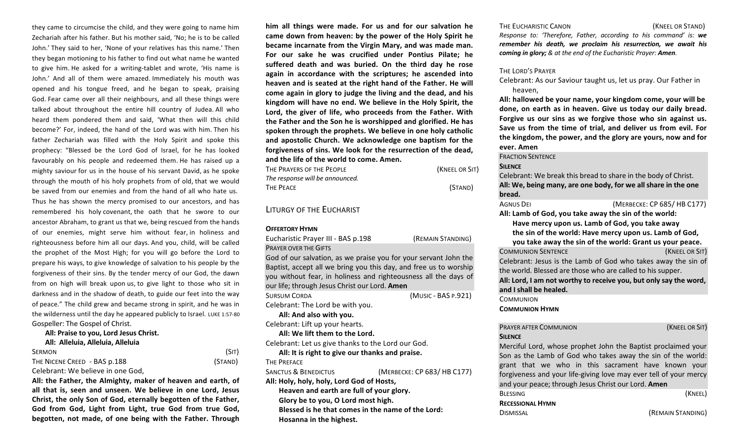they came to circumcise the child, and they were going to name him Zechariah after his father. But his mother said, 'No; he is to be called John.' They said to her, 'None of your relatives has this name.' Then they began motioning to his father to find out what name he wanted to give him. He asked for a writing-tablet and wrote, 'His name is John.' And all of them were amazed. Immediately his mouth was opened and his tongue freed, and he began to speak, praising God. Fear came over all their neighbours, and all these things were talked about throughout the entire hill country of Judea. All who heard them pondered them and said, 'What then will this child become?' For, indeed, the hand of the Lord was with him. Then his father Zechariah was filled with the Holy Spirit and spoke this prophecy: "Blessed be the Lord God of Israel, for he has looked favourably on his people and redeemed them. He has raised up a mighty saviour for us in the house of his holy servant David, as he spoke through the mouth of his holy prophets from of old, that we would be saved from our enemies and from the hand of all who hate us. Thus he has shown the mercy promised to our ancestors, and has remembered his holy covenant, the oath that he swore to our ancestor Abraham, to grant us that we, being rescued from the hands of our enemies, might serve him without fear, in holiness and righteousness before him all our days. And you, child, will be called the prophet of the Most High; for you will go before the Lord to prepare his ways, to give knowledge of salvation to his people by the forgiveness of their sins. By the tender mercy of our God, the dawn from on high will break upon us, to give light to those who sit in darkness and in the shadow of death, to guide our feet into the way of peace." The child grew and became strong in spirit, and he was in the wilderness until the day he appeared publicly to Israel. LUKE 1:57-80

Gospeller: The Gospel of Christ.

**All: Praise to you, Lord Jesus Christ.**

**All: Alleluia, Alleluia, Alleluia**

SERMON (SIT)

THE NICENE CREED - BAS p.188 (STAND)

Celebrant: We believe in one God,

**All: the Father, the Almighty, maker of heaven and earth, of all that is, seen and unseen. We believe in one Lord, Jesus Christ, the only Son of God, eternally begotten of the Father, God from God, Light from Light, true God from true God, begotten, not made, of one being with the Father. Through him all things were made. For us and for our salvation he came down from heaven: by the power of the Holy Spirit he became incarnate from the Virgin Mary, and was made man. For our sake he was crucified under Pontius Pilate; he suffered death and was buried. On the third day he rose again in accordance with the scriptures; he ascended into heaven and is seated at the right hand of the Father. He will come again in glory to judge the living and the dead, and his kingdom will have no end. We believe in the Holy Spirit, the Lord, the giver of life, who proceeds from the Father. With the Father and the Son he is worshipped and glorified. He has spoken through the prophets. We believe in one holy catholic and apostolic Church. We acknowledge one baptism for the forgiveness of sins. We look for the resurrection of the dead, and the life of the world to come. Amen.**

THE PRAYERS OF THE PEOPLE (KNEEL OR SIT)

*The response will be announced.*

THE PEACE (STAND)

## LITURGY OF THE EUCHARIST

**OFFERTORY HYMN**

Eucharistic Prayer III - BAS p.198 (REMAIN STANDING)

PRAYER OVER THE GIFTS

God of our salvation, as we praise you for your servant John the Baptist, accept all we bring you this day, and free us to worship you without fear, in holiness and righteousness all the days of our life; through Jesus Christ our Lord. **Amen**

SURSUM CORDA (MUSIC - BAS P.921)

Celebrant: The Lord be with you.

**All: And also with you.**

Celebrant: Lift up your hearts.

**All: We lift them to the Lord.**

Celebrant: Let us give thanks to the Lord our God.

**All: It is right to give our thanks and praise.**

THE PREFACE

SANCTUS & BENEDICTUS (MERBECKE: CP 683/ HB C177)

**All: Holy, holy, holy, Lord God of Hosts,**
**Heaven and earth are full of your glory.**
**Glory be to you, O Lord most high.**
**Blessed is he that comes in the name of the Lord:**
**Hosanna in the highest.**

THE EUCHARISTIC CANON (KNEEL OR STAND)

*Response to: 'Therefore, Father, according to his command' is:* ***we remember his death, we proclaim his resurrection, we await his coming in glory;*** *& at the end of the Eucharistic Prayer:* ***Amen****.*

THE LORD'S PRAYER

Celebrant: As our Saviour taught us, let us pray. Our Father in heaven,

**All: hallowed be your name, your kingdom come, your will be done, on earth as in heaven. Give us today our daily bread. Forgive us our sins as we forgive those who sin against us. Save us from the time of trial, and deliver us from evil. For the kingdom, the power, and the glory are yours, now and for ever. Amen**

FRACTION SENTENCE

**SILENCE**

Celebrant: We break this bread to share in the body of Christ.

**All: We, being many, are one body, for we all share in the one bread.**

AGNUS DEI (MERBECKE: CP 685/ HB C177)

**All: Lamb of God, you take away the sin of the world:**
**Have mercy upon us. Lamb of God, you take away the sin of the world: Have mercy upon us. Lamb of God, you take away the sin of the world: Grant us your peace.**

COMMUNION SENTENCE (KNEEL OR SIT)

Celebrant: Jesus is the Lamb of God who takes away the sin of the world. Blessed are those who are called to his supper.

**All: Lord, I am not worthy to receive you, but only say the word, and I shall be healed.**

COMMUNION

**COMMUNION HYMN**

PRAYER AFTER COMMUNION (KNEEL OR SIT)

**SILENCE**

Merciful Lord, whose prophet John the Baptist proclaimed your Son as the Lamb of God who takes away the sin of the world: grant that we who in this sacrament have known your forgiveness and your life-giving love may ever tell of your mercy and your peace; through Jesus Christ our Lord. **Amen**

BLESSING (KNEEL)

**RECESSIONAL HYMN**

DISMISSAL (REMAIN STANDING)